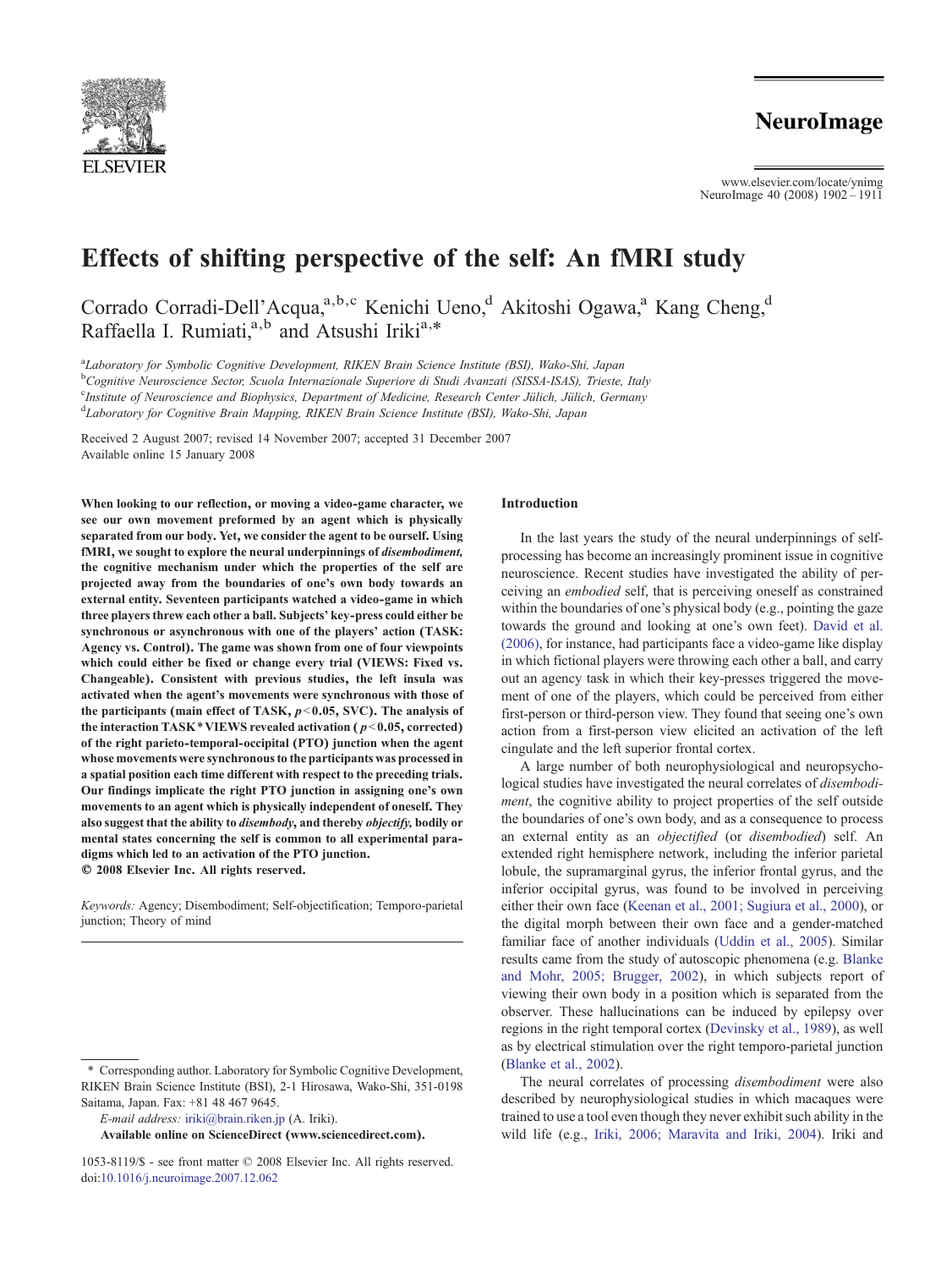# Effects of shifting perspective of the self: An fMRI study

Corrado Corradi-Dell'Acqua,[a,b,c] Kenichi Ueno,[d] Akitoshi Ogawa,[a] Kang Cheng,[d] Raffaella I. Rumiati,[a,b] and Atsushi Iriki[a,*]

[a]Laboratory for Symbolic Cognitive Development, RIKEN Brain Science Institute (BSI), Wako-Shi, Japan
[b]Cognitive Neuroscience Sector, Scuola Internazionale Superiore di Studi Avanzati (SISSA-ISAS), Trieste, Italy
[c]Institute of Neuroscience and Biophysics, Department of Medicine, Research Center Jülich, Jülich, Germany
[d]Laboratory for Cognitive Brain Mapping, RIKEN Brain Science Institute (BSI), Wako-Shi, Japan

Received 2 August 2007; revised 14 November 2007; accepted 31 December 2007
Available online 15 January 2008

**When looking to our reflection, or moving a video-game character, we see our own movement preformed by an agent which is physically separated from our body. Yet, we consider the agent to be ourself. Using fMRI, we sought to explore the neural underpinnings of *disembodiment*, the cognitive mechanism under which the properties of the self are projected away from the boundaries of one's own body towards an external entity. Seventeen participants watched a video-game in which three players threw each other a ball. Subjects' key-press could either be synchronous or asynchronous with one of the players' action (TASK: Agency vs. Control). The game was shown from one of four viewpoints which could either be fixed or change every trial (VIEWS: Fixed vs. Changeable). Consistent with previous studies, the left insula was activated when the agent's movements were synchronous with those of the participants (main effect of TASK, $p<0.05$, SVC). The analysis of the interaction TASK*VIEWS revealed activation ($p<0.05$, corrected) of the right parieto-temporal-occipital (PTO) junction when the agent whose movements were synchronous to the participants was processed in a spatial position each time different with respect to the preceding trials. Our findings implicate the right PTO junction in assigning one's own movements to an agent which is physically independent of oneself. They also suggest that the ability to *disembody*, and thereby *objectify*, bodily or mental states concerning the self is common to all experimental paradigms which led to an activation of the PTO junction.**
**© 2008 Elsevier Inc. All rights reserved.**

*Keywords:* Agency; Disembodiment; Self-objectification; Temporo-parietal junction; Theory of mind

## Introduction

In the last years the study of the neural underpinnings of self-processing has become an increasingly prominent issue in cognitive neuroscience. Recent studies have investigated the ability of perceiving an *embodied* self, that is perceiving oneself as constrained within the boundaries of one's physical body (e.g., pointing the gaze towards the ground and looking at one's own feet). David et al. (2006), for instance, had participants face a video-game like display in which fictional players were throwing each other a ball, and carry out an agency task in which their key-presses triggered the movement of one of the players, which could be perceived from either first-person or third-person view. They found that seeing one's own action from a first-person view elicited an activation of the left cingulate and the left superior frontal cortex.

A large number of both neurophysiological and neuropsychological studies have investigated the neural correlates of *disembodiment*, the cognitive ability to project properties of the self outside the boundaries of one's own body, and as a consequence to process an external entity as an *objectified* (or *disembodied*) self. An extended right hemisphere network, including the inferior parietal lobule, the supramarginal gyrus, the inferior frontal gyrus, and the inferior occipital gyrus, was found to be involved in perceiving either their own face (Keenan et al., 2001; Sugiura et al., 2000), or the digital morph between their own face and a gender-matched familiar face of another individuals (Uddin et al., 2005). Similar results came from the study of autoscopic phenomena (e.g. Blanke and Mohr, 2005; Brugger, 2002), in which subjects report of viewing their own body in a position which is separated from the observer. These hallucinations can be induced by epilepsy over regions in the right temporal cortex (Devinsky et al., 1989), as well as by electrical stimulation over the right temporo-parietal junction (Blanke et al., 2002).

The neural correlates of processing *disembodiment* were also described by neurophysiological studies in which macaques were trained to use a tool even though they never exhibit such ability in the wild life (e.g., Iriki, 2006; Maravita and Iriki, 2004). Iriki and

\* Corresponding author. Laboratory for Symbolic Cognitive Development, RIKEN Brain Science Institute (BSI), 2-1 Hirosawa, Wako-Shi, 351-0198 Saitama, Japan. Fax: +81 48 467 9645.
*E-mail address:* iriki@brain.riken.jp (A. Iriki).
**Available online on ScienceDirect (www.sciencedirect.com).**

1053-8119/$ - see front matter © 2008 Elsevier Inc. All rights reserved.
doi:10.1016/j.neuroimage.2007.12.062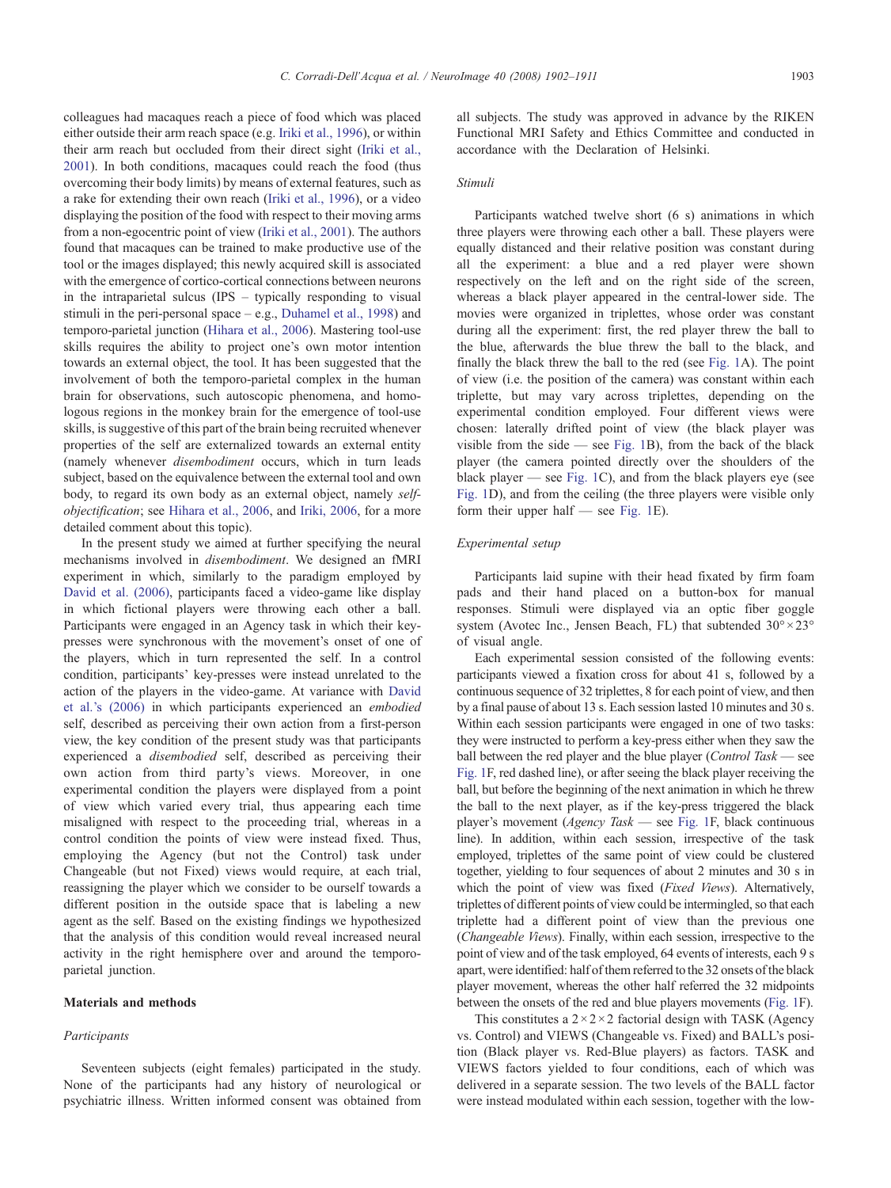colleagues had macaques reach a piece of food which was placed either outside their arm reach space (e.g. Iriki et al., 1996), or within their arm reach but occluded from their direct sight (Iriki et al., 2001). In both conditions, macaques could reach the food (thus overcoming their body limits) by means of external features, such as a rake for extending their own reach (Iriki et al., 1996), or a video displaying the position of the food with respect to their moving arms from a non-egocentric point of view (Iriki et al., 2001). The authors found that macaques can be trained to make productive use of the tool or the images displayed; this newly acquired skill is associated with the emergence of cortico-cortical connections between neurons in the intraparietal sulcus (IPS – typically responding to visual stimuli in the peri-personal space – e.g., Duhamel et al., 1998) and temporo-parietal junction (Hihara et al., 2006). Mastering tool-use skills requires the ability to project one's own motor intention towards an external object, the tool. It has been suggested that the involvement of both the temporo-parietal complex in the human brain for observations, such autoscopic phenomena, and homologous regions in the monkey brain for the emergence of tool-use skills, is suggestive of this part of the brain being recruited whenever properties of the self are externalized towards an external entity (namely whenever *disembodiment* occurs, which in turn leads subject, based on the equivalence between the external tool and own body, to regard its own body as an external object, namely *self-objectification*; see Hihara et al., 2006, and Iriki, 2006, for a more detailed comment about this topic).

In the present study we aimed at further specifying the neural mechanisms involved in *disembodiment*. We designed an fMRI experiment in which, similarly to the paradigm employed by David et al. (2006), participants faced a video-game like display in which fictional players were throwing each other a ball. Participants were engaged in an Agency task in which their key-presses were synchronous with the movement's onset of one of the players, which in turn represented the self. In a control condition, participants' key-presses were instead unrelated to the action of the players in the video-game. At variance with David et al.'s (2006) in which participants experienced an *embodied* self, described as perceiving their own action from a first-person view, the key condition of the present study was that participants experienced a *disembodied* self, described as perceiving their own action from third party's views. Moreover, in one experimental condition the players were displayed from a point of view which varied every trial, thus appearing each time misaligned with respect to the proceeding trial, whereas in a control condition the points of view were instead fixed. Thus, employing the Agency (but not the Control) task under Changeable (but not Fixed) views would require, at each trial, reassigning the player which we consider to be ourself towards a different position in the outside space that is labeling a new agent as the self. Based on the existing findings we hypothesized that the analysis of this condition would reveal increased neural activity in the right hemisphere over and around the temporo-parietal junction.

## Materials and methods

### Participants

Seventeen subjects (eight females) participated in the study. None of the participants had any history of neurological or psychiatric illness. Written informed consent was obtained from all subjects. The study was approved in advance by the RIKEN Functional MRI Safety and Ethics Committee and conducted in accordance with the Declaration of Helsinki.

### Stimuli

Participants watched twelve short (6 s) animations in which three players were throwing each other a ball. These players were equally distanced and their relative position was constant during all the experiment: a blue and a red player were shown respectively on the left and on the right side of the screen, whereas a black player appeared in the central-lower side. The movies were organized in triplettes, whose order was constant during all the experiment: first, the red player threw the ball to the blue, afterwards the blue threw the ball to the black, and finally the black threw the ball to the red (see Fig. 1A). The point of view (i.e. the position of the camera) was constant within each triplette, but may vary across triplettes, depending on the experimental condition employed. Four different views were chosen: laterally drifted point of view (the black player was visible from the side — see Fig. 1B), from the back of the black player (the camera pointed directly over the shoulders of the black player — see Fig. 1C), and from the black players eye (see Fig. 1D), and from the ceiling (the three players were visible only form their upper half — see Fig. 1E).

### Experimental setup

Participants laid supine with their head fixated by firm foam pads and their hand placed on a button-box for manual responses. Stimuli were displayed via an optic fiber goggle system (Avotec Inc., Jensen Beach, FL) that subtended 30° × 23° of visual angle.

Each experimental session consisted of the following events: participants viewed a fixation cross for about 41 s, followed by a continuous sequence of 32 triplettes, 8 for each point of view, and then by a final pause of about 13 s. Each session lasted 10 minutes and 30 s. Within each session participants were engaged in one of two tasks: they were instructed to perform a key-press either when they saw the ball between the red player and the blue player (*Control Task* — see Fig. 1F, red dashed line), or after seeing the black player receiving the ball, but before the beginning of the next animation in which he threw the ball to the next player, as if the key-press triggered the black player's movement (*Agency Task* — see Fig. 1F, black continuous line). In addition, within each session, irrespective of the task employed, triplettes of the same point of view could be clustered together, yielding to four sequences of about 2 minutes and 30 s in which the point of view was fixed (*Fixed Views*). Alternatively, triplettes of different points of view could be intermingled, so that each triplette had a different point of view than the previous one (*Changeable Views*). Finally, within each session, irrespective of the point of view and of the task employed, 64 events of interests, each 9 s apart, were identified: half of them referred to the 32 onsets of the black player movement, whereas the other half referred the 32 midpoints between the onsets of the red and blue players movements (Fig. 1F).

This constitutes a 2 × 2 × 2 factorial design with TASK (Agency vs. Control) and VIEWS (Changeable vs. Fixed) and BALL's position (Black player vs. Red-Blue players) as factors. TASK and VIEWS factors yielded to four conditions, each of which was delivered in a separate session. The two levels of the BALL factor were instead modulated within each session, together with the low-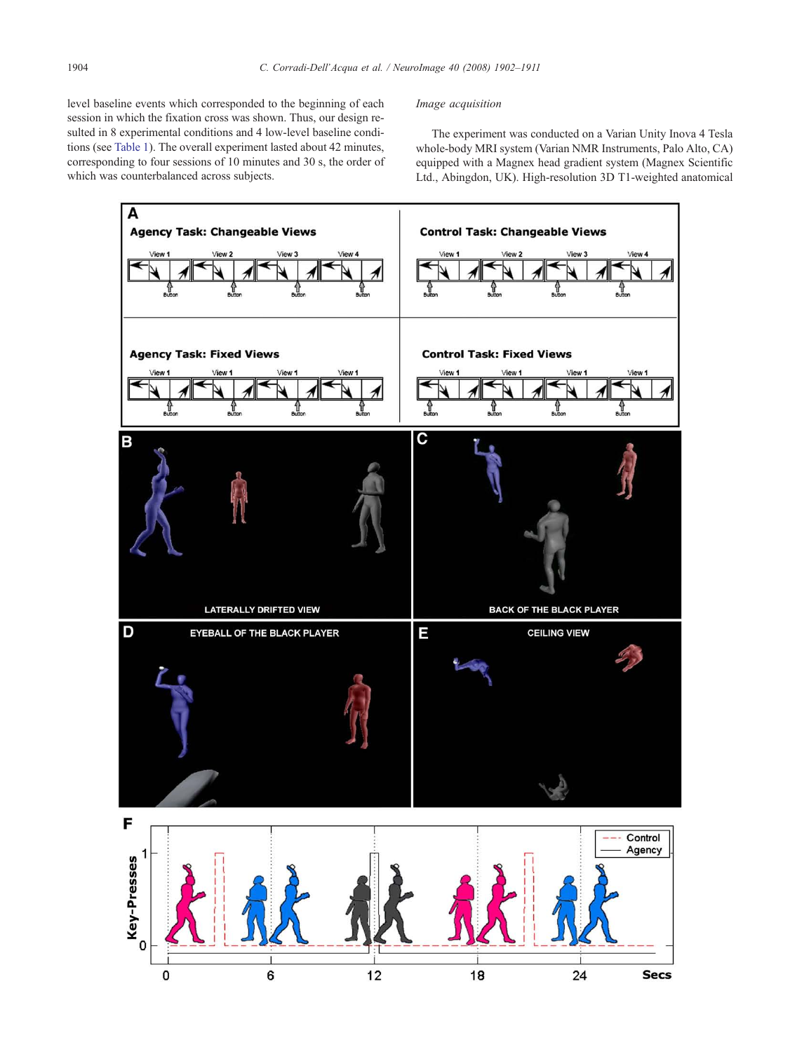level baseline events which corresponded to the beginning of each session in which the fixation cross was shown. Thus, our design resulted in 8 experimental conditions and 4 low-level baseline conditions (see Table 1). The overall experiment lasted about 42 minutes, corresponding to four sessions of 10 minutes and 30 s, the order of which was counterbalanced across subjects.

*Image acquisition*

The experiment was conducted on a Varian Unity Inova 4 Tesla whole-body MRI system (Varian NMR Instruments, Palo Alto, CA) equipped with a Magnex head gradient system (Magnex Scientific Ltd., Abingdon, UK). High-resolution 3D T1-weighted anatomical

A

Agency Task: Changeable Views

View 1 View 2 View 3 View 4

Button Button Button Button

Control Task: Changeable Views

View 1 View 2 View 3 View 4

Button Button Button Button

Agency Task: Fixed Views

View 1 View 1 View 1 View 1

Button Button Button Button

Control Task: Fixed Views

View 1 View 1 View 1 View 1

Button Button Button Button

B

LATERALLY DRIFTED VIEW

C

BACK OF THE BLACK PLAYER

D

EYEBALL OF THE BLACK PLAYER

E

CEILING VIEW

F

Control

Agency

Key-Presses

1

0

0 6 12 18 24 Secs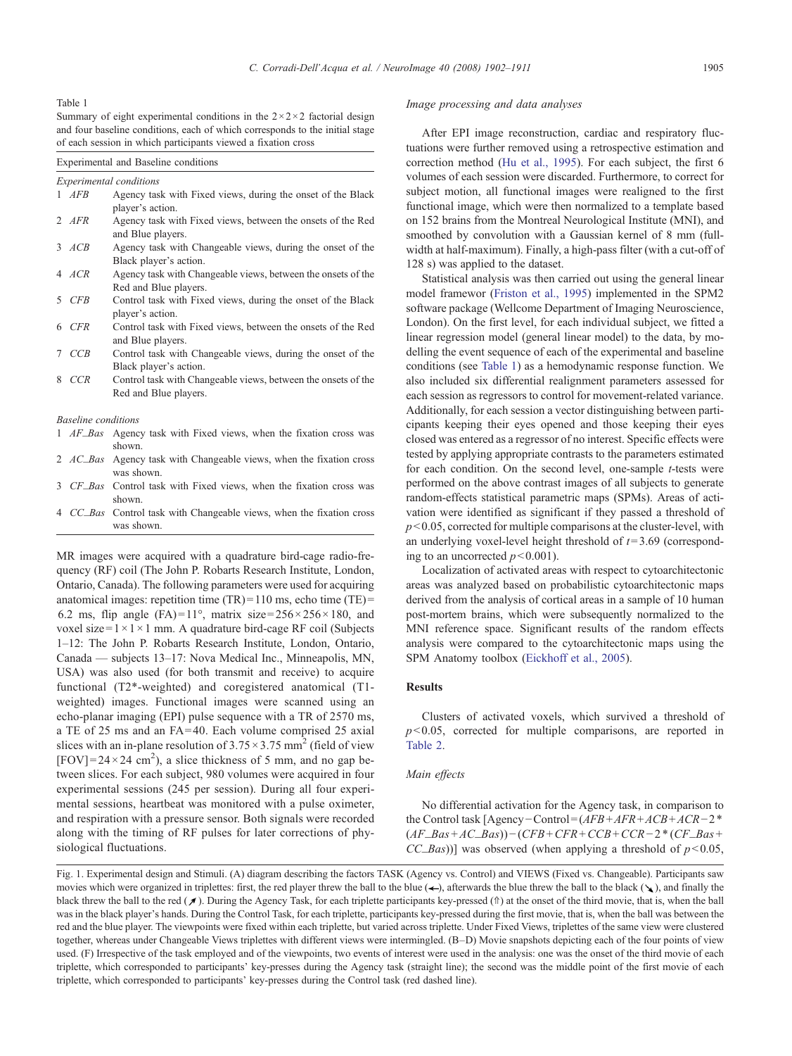Table 1

Summary of eight experimental conditions in the 2×2×2 factorial design and four baseline conditions, each of which corresponds to the initial stage of each session in which participants viewed a fixation cross

| Experimental and Baseline conditions | | |
|---|---|---|
| *Experimental conditions* | | |
| 1 | *AFB* | Agency task with Fixed views, during the onset of the Black player's action. |
| 2 | *AFR* | Agency task with Fixed views, between the onsets of the Red and Blue players. |
| 3 | *ACB* | Agency task with Changeable views, during the onset of the Black player's action. |
| 4 | *ACR* | Agency task with Changeable views, between the onsets of the Red and Blue players. |
| 5 | *CFB* | Control task with Fixed views, during the onset of the Black player's action. |
| 6 | *CFR* | Control task with Fixed views, between the onsets of the Red and Blue players. |
| 7 | *CCB* | Control task with Changeable views, during the onset of the Black player's action. |
| 8 | *CCR* | Control task with Changeable views, between the onsets of the Red and Blue players. |
| *Baseline conditions* | | |
| 1 | *AF_Bas* | Agency task with Fixed views, when the fixation cross was shown. |
| 2 | *AC_Bas* | Agency task with Changeable views, when the fixation cross was shown. |
| 3 | *CF_Bas* | Control task with Fixed views, when the fixation cross was shown. |
| 4 | *CC_Bas* | Control task with Changeable views, when the fixation cross was shown. |

MR images were acquired with a quadrature bird-cage radio-frequency (RF) coil (The John P. Robarts Research Institute, London, Ontario, Canada). The following parameters were used for acquiring anatomical images: repetition time (TR) = 110 ms, echo time (TE) = 6.2 ms, flip angle (FA) = 11°, matrix size = 256 × 256 × 180, and voxel size = 1 × 1 × 1 mm. A quadrature bird-cage RF coil (Subjects 1–12: The John P. Robarts Research Institute, London, Ontario, Canada — subjects 13–17: Nova Medical Inc., Minneapolis, MN, USA) was also used (for both transmit and receive) to acquire functional (T2*-weighted) and coregistered anatomical (T1-weighted) images. Functional images were scanned using an echo-planar imaging (EPI) pulse sequence with a TR of 2570 ms, a TE of 25 ms and an FA = 40. Each volume comprised 25 axial slices with an in-plane resolution of 3.75 × 3.75 mm$^2$ (field of view [FOV] = 24 × 24 cm$^2$), a slice thickness of 5 mm, and no gap between slices. For each subject, 980 volumes were acquired in four experimental sessions (245 per session). During all four experimental sessions, heartbeat was monitored with a pulse oximeter, and respiration with a pressure sensor. Both signals were recorded along with the timing of RF pulses for later corrections of physiological fluctuations.

### Image processing and data analyses

After EPI image reconstruction, cardiac and respiratory fluctuations were further removed using a retrospective estimation and correction method (Hu et al., 1995). For each subject, the first 6 volumes of each session were discarded. Furthermore, to correct for subject motion, all functional images were realigned to the first functional image, which were then normalized to a template based on 152 brains from the Montreal Neurological Institute (MNI), and smoothed by convolution with a Gaussian kernel of 8 mm (full-width at half-maximum). Finally, a high-pass filter (with a cut-off of 128 s) was applied to the dataset.

Statistical analysis was then carried out using the general linear model framewor (Friston et al., 1995) implemented in the SPM2 software package (Wellcome Department of Imaging Neuroscience, London). On the first level, for each individual subject, we fitted a linear regression model (general linear model) to the data, by modelling the event sequence of each of the experimental and baseline conditions (see Table 1) as a hemodynamic response function. We also included six differential realignment parameters assessed for each session as regressors to control for movement-related variance. Additionally, for each session a vector distinguishing between participants keeping their eyes opened and those keeping their eyes closed was entered as a regressor of no interest. Specific effects were tested by applying appropriate contrasts to the parameters estimated for each condition. On the second level, one-sample *t*-tests were performed on the above contrast images of all subjects to generate random-effects statistical parametric maps (SPMs). Areas of activation were identified as significant if they passed a threshold of $p < 0.05$, corrected for multiple comparisons at the cluster-level, with an underlying voxel-level height threshold of $t = 3.69$ (corresponding to an uncorrected $p < 0.001$).

Localization of activated areas with respect to cytoarchitectonic areas was analyzed based on probabilistic cytoarchitectonic maps derived from the analysis of cortical areas in a sample of 10 human post-mortem brains, which were subsequently normalized to the MNI reference space. Significant results of the random effects analysis were compared to the cytoarchitectonic maps using the SPM Anatomy toolbox (Eickhoff et al., 2005).

## Results

Clusters of activated voxels, which survived a threshold of $p < 0.05$, corrected for multiple comparisons, are reported in Table 2.

### Main effects

No differential activation for the Agency task, in comparison to the Control task [Agency − Control = $(AFB + AFR + ACB + ACR - 2 * (AF\_Bas + AC\_Bas)) - (CFB + CFR + CCB + CCR - 2 * (CF\_Bas + CC\_Bas))$] was observed (when applying a threshold of $p < 0.05$,

Fig. 1. Experimental design and Stimuli. (A) diagram describing the factors TASK (Agency vs. Control) and VIEWS (Fixed vs. Changeable). Participants saw movies which were organized in triplettes: first, the red player threw the ball to the blue (←), afterwards the blue threw the ball to the black (↘), and finally the black threw the ball to the red (↗). During the Agency Task, for each triplette participants key-pressed (⇑) at the onset of the third movie, that is, when the ball was in the black player's hands. During the Control Task, for each triplette, participants key-pressed during the first movie, that is, when the ball was between the red and the blue player. The viewpoints were fixed within each triplette, but varied across triplette. Under Fixed Views, triplettes of the same view were clustered together, whereas under Changeable Views triplettes with different views were intermingled. (B–D) Movie snapshots depicting each of the four points of view used. (F) Irrespective of the task employed and of the viewpoints, two events of interest were used in the analysis: one was the onset of the third movie of each triplette, which corresponded to participants' key-presses during the Agency task (straight line); the second was the middle point of the first movie of each triplette, which corresponded to participants' key-presses during the Control task (red dashed line).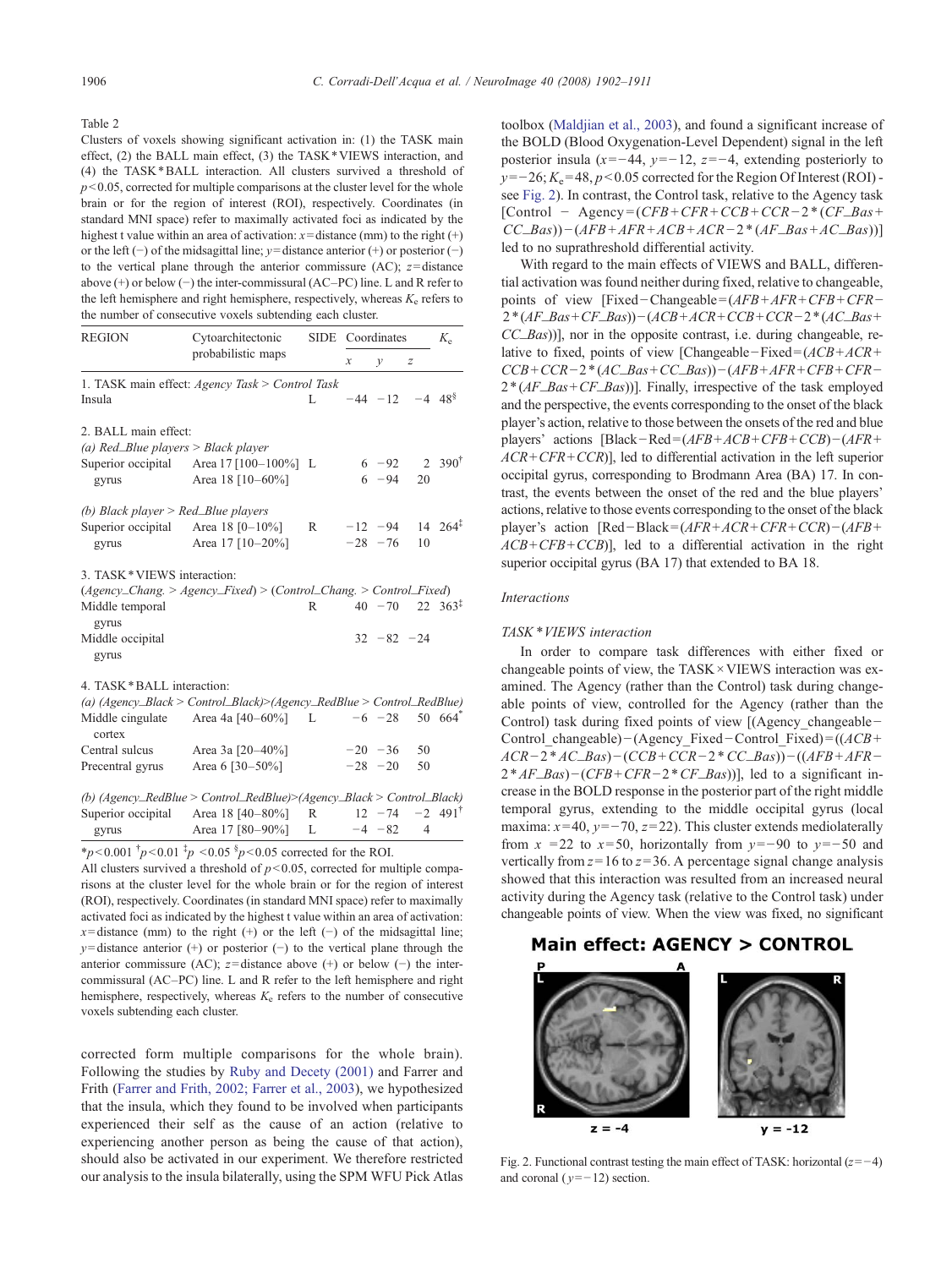Table 2
Clusters of voxels showing significant activation in: (1) the TASK main effect, (2) the BALL main effect, (3) the TASK*VIEWS interaction, and (4) the TASK*BALL interaction. All clusters survived a threshold of $p<0.05$, corrected for multiple comparisons at the cluster level for the whole brain or for the region of interest (ROI), respectively. Coordinates (in standard MNI space) refer to maximally activated foci as indicated by the highest t value within an area of activation: $x$ = distance (mm) to the right (+) or the left (−) of the midsagittal line; $y$ = distance anterior (+) or posterior (−) to the vertical plane through the anterior commissure (AC); $z$ = distance above (+) or below (−) the inter-commissural (AC–PC) line. L and R refer to the left hemisphere and right hemisphere, respectively, whereas $K_e$ refers to the number of consecutive voxels subtending each cluster.

| REGION | Cytoarchitectonic probabilistic maps | SIDE | Coordinates $x$ | $y$ | $z$ | $K_e$ |
|---|---|---|---|---|---|---|
| 1. TASK main effect: *Agency Task > Control Task* | | | | | | |
| Insula | | L | −44 | −12 | −4 | 48[§] |
| 2. BALL main effect: | | | | | | |
| *(a) Red_Blue players > Black player* | | | | | | |
| Superior occipital gyrus | Area 17 [100–100%] | L | 6 | −92 | 2 | 390[†] |
| | Area 18 [10–60%] | | 6 | −94 | 20 | |
| *(b) Black player > Red_Blue players* | | | | | | |
| Superior occipital gyrus | Area 18 [0–10%] | R | −12 | −94 | 14 | 264[‡] |
| | Area 17 [10–20%] | | −28 | −76 | 10 | |
| 3. TASK*VIEWS interaction: | | | | | | |
| *(Agency_Chang. > Agency_Fixed) > (Control_Chang. > Control_Fixed)* | | | | | | |
| Middle temporal gyrus | | R | 40 | −70 | 22 | 363[‡] |
| Middle occipital gyrus | | | 32 | −82 | −24 | |
| 4. TASK*BALL interaction: | | | | | | |
| *(a) (Agency_Black > Control_Black)>(Agency_RedBlue > Control_RedBlue)* | | | | | | |
| Middle cingulate cortex | Area 4a [40–60%] | L | −6 | −28 | 50 | 664[*] |
| Central sulcus | Area 3a [20–40%] | | −20 | −36 | 50 | |
| Precentral gyrus | Area 6 [30–50%] | | −28 | −20 | 50 | |
| *(b) (Agency_RedBlue > Control_RedBlue)>(Agency_Black > Control_Black)* | | | | | | |
| Superior occipital gyrus | Area 18 [40–80%] | R | 12 | −74 | −2 | 491[†] |
| | Area 17 [80–90%] | L | −4 | −82 | 4 | |

*$p<0.001$ [†]$p<0.01$ [‡]$p<0.05$ [§]$p<0.05$ corrected for the ROI.
All clusters survived a threshold of $p<0.05$, corrected for multiple comparisons at the cluster level for the whole brain or for the region of interest (ROI), respectively. Coordinates (in standard MNI space) refer to maximally activated foci as indicated by the highest t value within an area of activation: $x$ = distance (mm) to the right (+) or the left (−) of the midsagittal line; $y$ = distance anterior (+) or posterior (−) to the vertical plane through the anterior commissure (AC); $z$ = distance above (+) or below (−) the inter-commissural (AC–PC) line. L and R refer to the left hemisphere and right hemisphere, respectively, whereas $K_e$ refers to the number of consecutive voxels subtending each cluster.

corrected form multiple comparisons for the whole brain). Following the studies by Ruby and Decety (2001) and Farrer and Frith (Farrer and Frith, 2002; Farrer et al., 2003), we hypothesized that the insula, which they found to be involved when participants experienced their self as the cause of an action (relative to experiencing another person as being the cause of that action), should also be activated in our experiment. We therefore restricted our analysis to the insula bilaterally, using the SPM WFU Pick Atlas toolbox (Maldjian et al., 2003), and found a significant increase of the BOLD (Blood Oxygenation-Level Dependent) signal in the left posterior insula ($x=-44$, $y=-12$, $z=-4$, extending posteriorly to $y=-26$; $K_e=48$, $p<0.05$ corrected for the Region Of Interest (ROI) - see Fig. 2). In contrast, the Control task, relative to the Agency task [Control − Agency = $(CFB+CFR+CCB+CCR-2*(CF\_Bas+CC\_Bas))-(AFB+AFR+ACB+ACR-2*(AF\_Bas+AC\_Bas))$] led to no suprathreshold differential activity.

With regard to the main effects of VIEWS and BALL, differential activation was found neither during fixed, relative to changeable, points of view [Fixed − Changeable = $(AFB+AFR+CFB+CFR-2*(AF\_Bas+CF\_Bas))-(ACB+ACR+CCB+CCR-2*(AC\_Bas+CC\_Bas))$], nor in the opposite contrast, i.e. during changeable, relative to fixed, points of view [Changeable − Fixed = $(ACB+ACR+CCB+CCR-2*(AC\_Bas+CC\_Bas))-(AFB+AFR+CFB+CFR-2*(AF\_Bas+CF\_Bas))$]. Finally, irrespective of the task employed and the perspective, the events corresponding to the onset of the black player's action, relative to those between the onsets of the red and blue players' actions [Black − Red = $(AFB+ACB+CFB+CCB)-(AFR+ACR+CFR+CCR)$], led to differential activation in the left superior occipital gyrus, corresponding to Brodmann Area (BA) 17. In contrast, the events between the onset of the red and the blue players' actions, relative to those events corresponding to the onset of the black player's action [Red − Black = $(AFR+ACR+CFR+CCR)-(AFB+ACB+CFB+CCB)$], led to a differential activation in the right superior occipital gyrus (BA 17) that extended to BA 18.

### Interactions

#### TASK*VIEWS interaction

In order to compare task differences with either fixed or changeable points of view, the TASK × VIEWS interaction was examined. The Agency (rather than the Control) task during changeable points of view, controlled for the Agency (rather than the Control) task during fixed points of view [(Agency_changeable − Control_changeable) − (Agency_Fixed − Control_Fixed) = $((ACB+ACR-2*AC\_Bas)-(CCB+CCR-2*CC\_Bas))-((AFB+AFR-2*AF\_Bas)-(CFB+CFR-2*CF\_Bas))$], led to a significant increase in the BOLD response in the posterior part of the right middle temporal gyrus, extending to the middle occipital gyrus (local maxima: $x=40$, $y=-70$, $z=22$). This cluster extends mediolaterally from $x=22$ to $x=50$, horizontally from $y=-90$ to $y=-50$ and vertically from $z=16$ to $z=36$. A percentage signal change analysis showed that this interaction was resulted from an increased neural activity during the Agency task (relative to the Control task) under changeable points of view. When the view was fixed, no significant

Main effect: AGENCY > CONTROL

P A L R L R

z = -4 y = -12

Fig. 2. Functional contrast testing the main effect of TASK: horizontal ($z=-4$) and coronal ($y=-12$) section.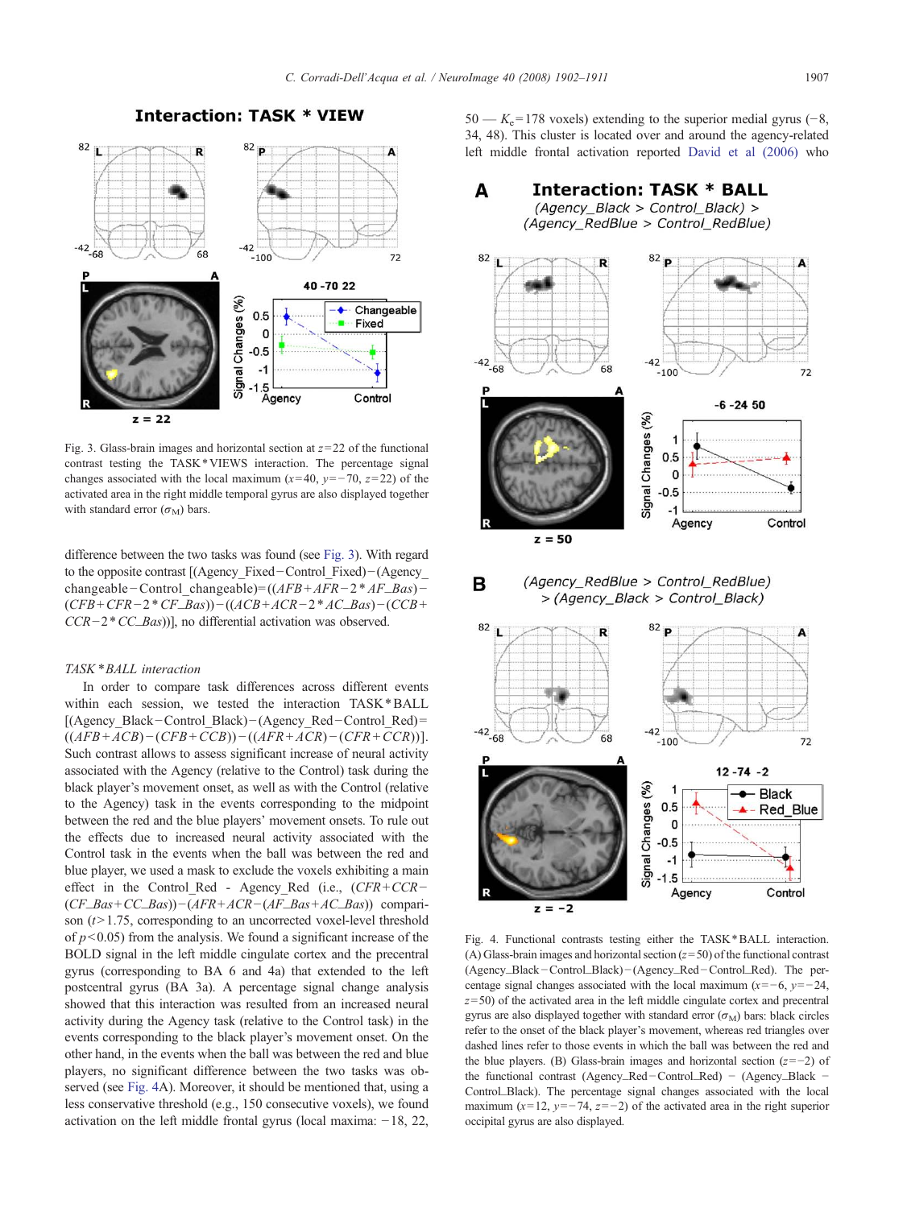Interaction: TASK * VIEW

40 -70 22

Signal Changes (%)

0.5
0
-0.5
-1
-1.5

Changeable
Fixed

Agency
Control

z = 22

Fig. 3. Glass-brain images and horizontal section at $z$=22 of the functional contrast testing the TASK*VIEWS interaction. The percentage signal changes associated with the local maximum ($x$=40, $y$=−70, $z$=22) of the activated area in the right middle temporal gyrus are also displayed together with standard error ($\sigma_M$) bars.

difference between the two tasks was found (see Fig. 3). With regard to the opposite contrast [(Agency_Fixed−Control_Fixed)−(Agency_changeable−Control_changeable)=((*AFB*+*AFR*−2*AF_Bas*)−(*CFB*+*CFR*−2*CF_Bas*))−((*ACB*+*ACR*−2*AC_Bas*)−(*CCB*+*CCR*−2*CC_Bas*))], no differential activation was observed.

*TASK*BALL interaction*

In order to compare task differences across different events within each session, we tested the interaction TASK*BALL [(Agency_Black−Control_Black)−(Agency_Red−Control_Red)=((*AFB*+*ACB*)−(*CFB*+*CCB*))−((*AFR*+*ACR*)−(*CFR*+*CCR*))]. Such contrast allows to assess significant increase of neural activity associated with the Agency (relative to the Control) task during the black player's movement onset, as well as with the Control (relative to the Agency) task in the events corresponding to the midpoint between the red and the blue players' movement onsets. To rule out the effects due to increased neural activity associated with the Control task in the events when the ball was between the red and blue player, we used a mask to exclude the voxels exhibiting a main effect in the Control_Red - Agency_Red (i.e., (*CFR*+*CCR*−(*CF_Bas*+*CC_Bas*))−(*AFR*+*ACR*−(*AF_Bas*+*AC_Bas*)) comparison ($t$>1.75, corresponding to an uncorrected voxel-level threshold of $p$<0.05) from the analysis. We found a significant increase of the BOLD signal in the left middle cingulate cortex and the precentral gyrus (corresponding to BA 6 and 4a) that extended to the left postcentral gyrus (BA 3a). A percentage signal change analysis showed that this interaction was resulted from an increased neural activity during the Agency task (relative to the Control task) in the events corresponding to the black player's movement onset. On the other hand, in the events when the ball was between the red and blue players, no significant difference between the two tasks was observed (see Fig. 4A). Moreover, it should be mentioned that, using a less conservative threshold (e.g., 150 consecutive voxels), we found activation on the left middle frontal gyrus (local maxima: −18, 22, 50 — $K_e$=178 voxels) extending to the superior medial gyrus (−8, 34, 48). This cluster is located over and around the agency-related left middle frontal activation reported David et al (2006) who

A Interaction: TASK * BALL
(Agency_Black > Control_Black) > (Agency_RedBlue > Control_RedBlue)

-6 -24 50

Signal Changes (%)

1
0.5
0
-0.5
-1

Agency
Control

z = 50

B (Agency_RedBlue > Control_RedBlue) > (Agency_Black > Control_Black)

12 -74 -2

Signal Changes (%)

1
0.5
0
-0.5
-1
-1.5

Black
Red_Blue

Agency
Control

z = -2

Fig. 4. Functional contrasts testing either the TASK*BALL interaction. (A) Glass-brain images and horizontal section ($z$=50) of the functional contrast (Agency_Black−Control_Black)−(Agency_Red−Control_Red). The percentage signal changes associated with the local maximum ($x$=−6, $y$=−24, $z$=50) of the activated area in the left middle cingulate cortex and precentral gyrus are also displayed together with standard error ($\sigma_M$) bars: black circles refer to the onset of the black player's movement, whereas red triangles over dashed lines refer to those events in which the ball was between the red and the blue players. (B) Glass-brain images and horizontal section ($z$=−2) of the functional contrast (Agency_Red−Control_Red) − (Agency_Black − Control_Black). The percentage signal changes associated with the local maximum ($x$=12, $y$=−74, $z$=−2) of the activated area in the right superior occipital gyrus are also displayed.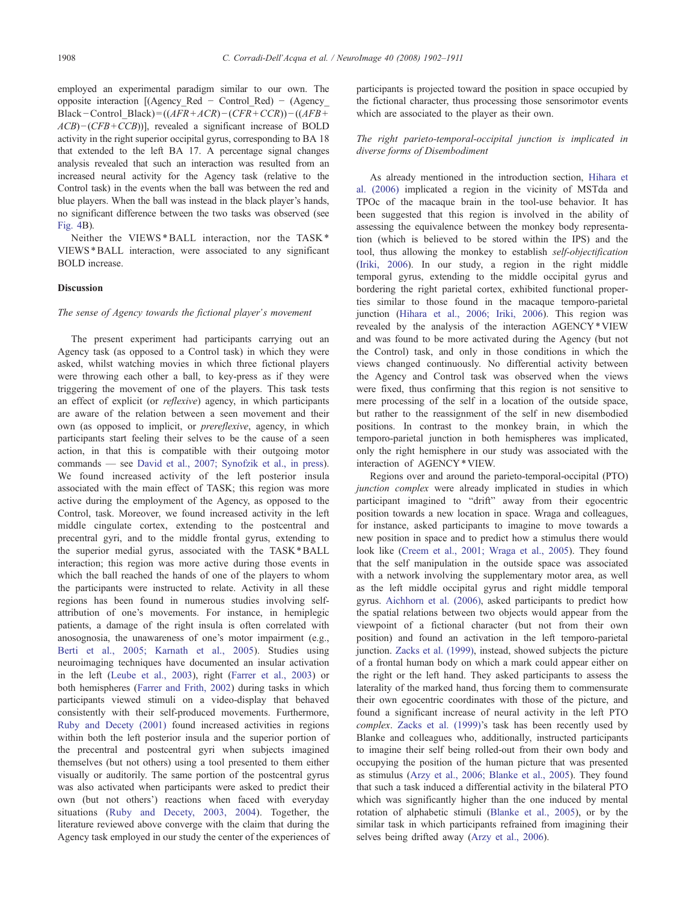employed an experimental paradigm similar to our own. The opposite interaction [(Agency_Red − Control_Red) − (Agency_Black − Control_Black) = $((AFR+ACR)-(CFR+CCR))-((AFB+ACB)-(CFB+CCB))$], revealed a significant increase of BOLD activity in the right superior occipital gyrus, corresponding to BA 18 that extended to the left BA 17. A percentage signal changes analysis revealed that such an interaction was resulted from an increased neural activity for the Agency task (relative to the Control task) in the events when the ball was between the red and blue players. When the ball was instead in the black player's hands, no significant difference between the two tasks was observed (see Fig. 4B).

Neither the VIEWS*BALL interaction, nor the TASK*VIEWS*BALL interaction, were associated to any significant BOLD increase.

## Discussion

### *The sense of Agency towards the fictional player's movement*

The present experiment had participants carrying out an Agency task (as opposed to a Control task) in which they were asked, whilst watching movies in which three fictional players were throwing each other a ball, to key-press as if they were triggering the movement of one of the players. This task tests an effect of explicit (or *reflexive*) agency, in which participants are aware of the relation between a seen movement and their own (as opposed to implicit, or *prereflexive*, agency, in which participants start feeling their selves to be the cause of a seen action, in that this is compatible with their outgoing motor commands — see David et al., 2007; Synofzik et al., in press). We found increased activity of the left posterior insula associated with the main effect of TASK; this region was more active during the employment of the Agency, as opposed to the Control, task. Moreover, we found increased activity in the left middle cingulate cortex, extending to the postcentral and precentral gyri, and to the middle frontal gyrus, extending to the superior medial gyrus, associated with the TASK*BALL interaction; this region was more active during those events in which the ball reached the hands of one of the players to whom the participants were instructed to relate. Activity in all these regions has been found in numerous studies involving self-attribution of one's movements. For instance, in hemiplegic patients, a damage of the right insula is often correlated with anosognosia, the unawareness of one's motor impairment (e.g., Berti et al., 2005; Karnath et al., 2005). Studies using neuroimaging techniques have documented an insular activation in the left (Leube et al., 2003), right (Farrer et al., 2003) or both hemispheres (Farrer and Frith, 2002) during tasks in which participants viewed stimuli on a video-display that behaved consistently with their self-produced movements. Furthermore, Ruby and Decety (2001) found increased activities in regions within both the left posterior insula and the superior portion of the precentral and postcentral gyri when subjects imagined themselves (but not others) using a tool presented to them either visually or auditorily. The same portion of the postcentral gyrus was also activated when participants were asked to predict their own (but not others') reactions when faced with everyday situations (Ruby and Decety, 2003, 2004). Together, the literature reviewed above converge with the claim that during the Agency task employed in our study the center of the experiences of participants is projected toward the position in space occupied by the fictional character, thus processing those sensorimotor events which are associated to the player as their own.

### *The right parieto-temporal-occipital junction is implicated in diverse forms of Disembodiment*

As already mentioned in the introduction section, Hihara et al. (2006) implicated a region in the vicinity of MSTda and TPOc of the macaque brain in the tool-use behavior. It has been suggested that this region is involved in the ability of assessing the equivalence between the monkey body representation (which is believed to be stored within the IPS) and the tool, thus allowing the monkey to establish *self-objectification* (Iriki, 2006). In our study, a region in the right middle temporal gyrus, extending to the middle occipital gyrus and bordering the right parietal cortex, exhibited functional properties similar to those found in the macaque temporo-parietal junction (Hihara et al., 2006; Iriki, 2006). This region was revealed by the analysis of the interaction AGENCY*VIEW and was found to be more activated during the Agency (but not the Control) task, and only in those conditions in which the views changed continuously. No differential activity between the Agency and Control task was observed when the views were fixed, thus confirming that this region is not sensitive to mere processing of the self in a location of the outside space, but rather to the reassignment of the self in new disembodied positions. In contrast to the monkey brain, in which the temporo-parietal junction in both hemispheres was implicated, only the right hemisphere in our study was associated with the interaction of AGENCY*VIEW.

Regions over and around the parieto-temporal-occipital (PTO) *junction complex* were already implicated in studies in which participant imagined to "drift" away from their egocentric position towards a new location in space. Wraga and colleagues, for instance, asked participants to imagine to move towards a new position in space and to predict how a stimulus there would look like (Creem et al., 2001; Wraga et al., 2005). They found that the self manipulation in the outside space was associated with a network involving the supplementary motor area, as well as the left middle occipital gyrus and right middle temporal gyrus. Aichhorn et al. (2006), asked participants to predict how the spatial relations between two objects would appear from the viewpoint of a fictional character (but not from their own position) and found an activation in the left temporo-parietal junction. Zacks et al. (1999), instead, showed subjects the picture of a frontal human body on which a mark could appear either on the right or the left hand. They asked participants to assess the laterality of the marked hand, thus forcing them to commensurate their own egocentric coordinates with those of the picture, and found a significant increase of neural activity in the left PTO *complex*. Zacks et al. (1999)'s task has been recently used by Blanke and colleagues who, additionally, instructed participants to imagine their self being rolled-out from their own body and occupying the position of the human picture that was presented as stimulus (Arzy et al., 2006; Blanke et al., 2005). They found that such a task induced a differential activity in the bilateral PTO which was significantly higher than the one induced by mental rotation of alphabetic stimuli (Blanke et al., 2005), or by the similar task in which participants refrained from imagining their selves being drifted away (Arzy et al., 2006).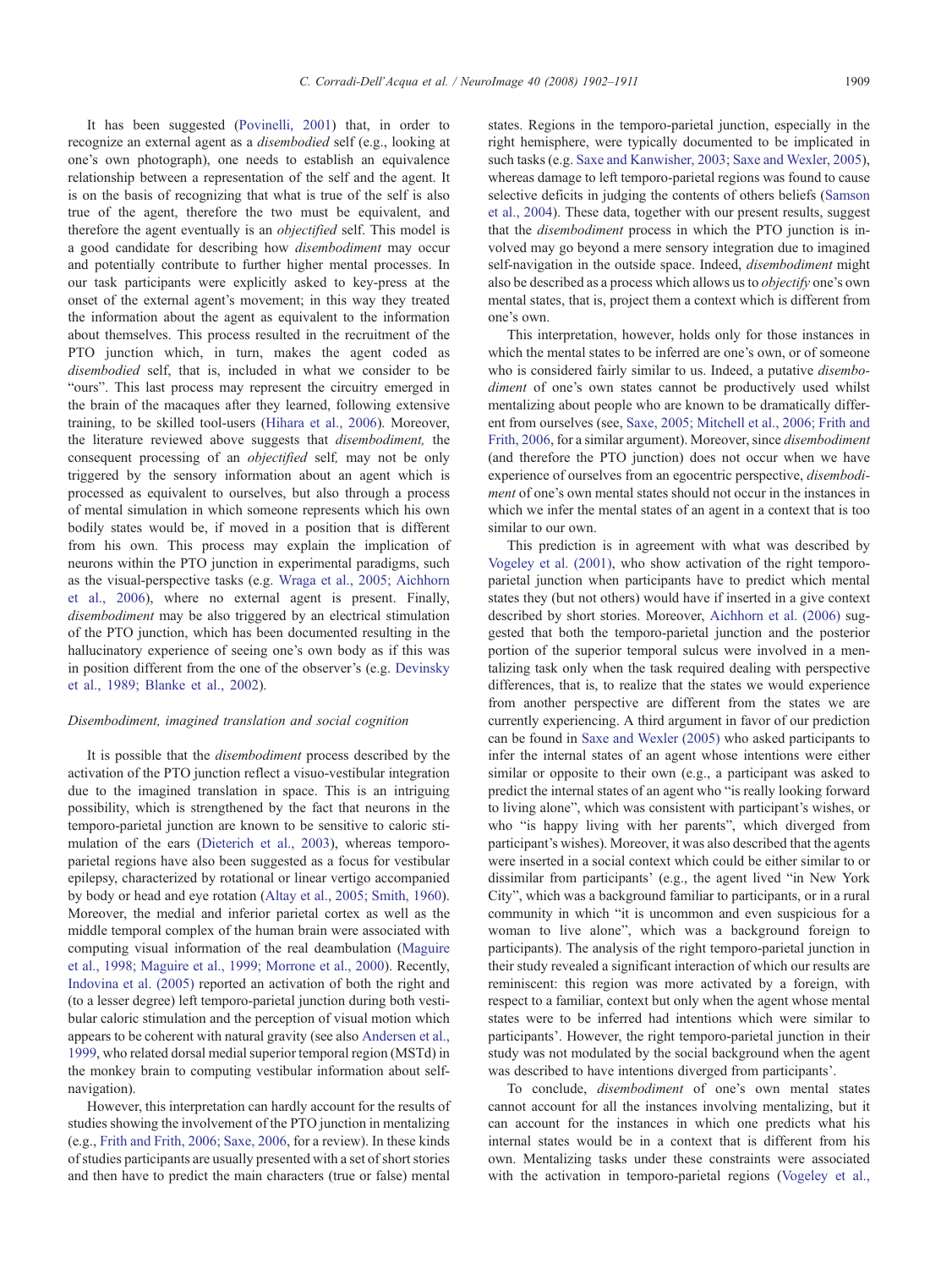It has been suggested (Povinelli, 2001) that, in order to recognize an external agent as a *disembodied* self (e.g., looking at one's own photograph), one needs to establish an equivalence relationship between a representation of the self and the agent. It is on the basis of recognizing that what is true of the self is also true of the agent, therefore the two must be equivalent, and therefore the agent eventually is an *objectified* self. This model is a good candidate for describing how *disembodiment* may occur and potentially contribute to further higher mental processes. In our task participants were explicitly asked to key-press at the onset of the external agent's movement; in this way they treated the information about the agent as equivalent to the information about themselves. This process resulted in the recruitment of the PTO junction which, in turn, makes the agent coded as *disembodied* self, that is, included in what we consider to be "ours". This last process may represent the circuitry emerged in the brain of the macaques after they learned, following extensive training, to be skilled tool-users (Hihara et al., 2006). Moreover, the literature reviewed above suggests that *disembodiment,* the consequent processing of an *objectified* self*,* may not be only triggered by the sensory information about an agent which is processed as equivalent to ourselves, but also through a process of mental simulation in which someone represents which his own bodily states would be, if moved in a position that is different from his own. This process may explain the implication of neurons within the PTO junction in experimental paradigms, such as the visual-perspective tasks (e.g. Wraga et al., 2005; Aichhorn et al., 2006), where no external agent is present. Finally, *disembodiment* may be also triggered by an electrical stimulation of the PTO junction, which has been documented resulting in the hallucinatory experience of seeing one's own body as if this was in position different from the one of the observer's (e.g. Devinsky et al., 1989; Blanke et al., 2002).

### *Disembodiment, imagined translation and social cognition*

It is possible that the *disembodiment* process described by the activation of the PTO junction reflect a visuo-vestibular integration due to the imagined translation in space. This is an intriguing possibility, which is strengthened by the fact that neurons in the temporo-parietal junction are known to be sensitive to caloric stimulation of the ears (Dieterich et al., 2003), whereas temporo-parietal regions have also been suggested as a focus for vestibular epilepsy, characterized by rotational or linear vertigo accompanied by body or head and eye rotation (Altay et al., 2005; Smith, 1960). Moreover, the medial and inferior parietal cortex as well as the middle temporal complex of the human brain were associated with computing visual information of the real deambulation (Maguire et al., 1998; Maguire et al., 1999; Morrone et al., 2000). Recently, Indovina et al. (2005) reported an activation of both the right and (to a lesser degree) left temporo-parietal junction during both vestibular caloric stimulation and the perception of visual motion which appears to be coherent with natural gravity (see also Andersen et al., 1999, who related dorsal medial superior temporal region (MSTd) in the monkey brain to computing vestibular information about self-navigation).

However, this interpretation can hardly account for the results of studies showing the involvement of the PTO junction in mentalizing (e.g., Frith and Frith, 2006; Saxe, 2006, for a review). In these kinds of studies participants are usually presented with a set of short stories and then have to predict the main characters (true or false) mental states. Regions in the temporo-parietal junction, especially in the right hemisphere, were typically documented to be implicated in such tasks (e.g. Saxe and Kanwisher, 2003; Saxe and Wexler, 2005), whereas damage to left temporo-parietal regions was found to cause selective deficits in judging the contents of others beliefs (Samson et al., 2004). These data, together with our present results, suggest that the *disembodiment* process in which the PTO junction is involved may go beyond a mere sensory integration due to imagined self-navigation in the outside space. Indeed, *disembodiment* might also be described as a process which allows us to *objectify* one's own mental states, that is, project them a context which is different from one's own.

This interpretation, however, holds only for those instances in which the mental states to be inferred are one's own, or of someone who is considered fairly similar to us. Indeed, a putative *disembodiment* of one's own states cannot be productively used whilst mentalizing about people who are known to be dramatically different from ourselves (see, Saxe, 2005; Mitchell et al., 2006; Frith and Frith, 2006, for a similar argument). Moreover, since *disembodiment* (and therefore the PTO junction) does not occur when we have experience of ourselves from an egocentric perspective, *disembodiment* of one's own mental states should not occur in the instances in which we infer the mental states of an agent in a context that is too similar to our own.

This prediction is in agreement with what was described by Vogeley et al. (2001), who show activation of the right temporo-parietal junction when participants have to predict which mental states they (but not others) would have if inserted in a give context described by short stories. Moreover, Aichhorn et al. (2006) suggested that both the temporo-parietal junction and the posterior portion of the superior temporal sulcus were involved in a mentalizing task only when the task required dealing with perspective differences, that is, to realize that the states we would experience from another perspective are different from the states we are currently experiencing. A third argument in favor of our prediction can be found in Saxe and Wexler (2005) who asked participants to infer the internal states of an agent whose intentions were either similar or opposite to their own (e.g., a participant was asked to predict the internal states of an agent who "is really looking forward to living alone", which was consistent with participant's wishes, or who "is happy living with her parents", which diverged from participant's wishes). Moreover, it was also described that the agents were inserted in a social context which could be either similar to or dissimilar from participants' (e.g., the agent lived "in New York City", which was a background familiar to participants, or in a rural community in which "it is uncommon and even suspicious for a woman to live alone", which was a background foreign to participants). The analysis of the right temporo-parietal junction in their study revealed a significant interaction of which our results are reminiscent: this region was more activated by a foreign, with respect to a familiar, context but only when the agent whose mental states were to be inferred had intentions which were similar to participants'. However, the right temporo-parietal junction in their study was not modulated by the social background when the agent was described to have intentions diverged from participants'.

To conclude, *disembodiment* of one's own mental states cannot account for all the instances involving mentalizing, but it can account for the instances in which one predicts what his internal states would be in a context that is different from his own. Mentalizing tasks under these constraints were associated with the activation in temporo-parietal regions (Vogeley et al.,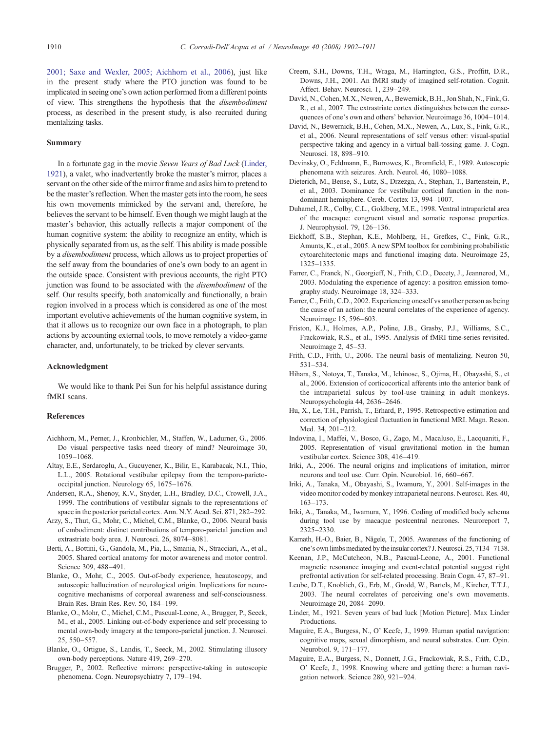2001; Saxe and Wexler, 2005; Aichhorn et al., 2006), just like in the present study where the PTO junction was found to be implicated in seeing one's own action performed from a different points of view. This strengthens the hypothesis that the *disembodiment* process, as described in the present study, is also recruited during mentalizing tasks.

## Summary

In a fortunate gag in the movie *Seven Years of Bad Luck* (Linder, 1921), a valet, who inadvertently broke the master's mirror, places a servant on the other side of the mirror frame and asks him to pretend to be the master's reflection. When the master gets into the room, he sees his own movements mimicked by the servant and, therefore, he believes the servant to be himself. Even though we might laugh at the master's behavior, this actually reflects a major component of the human cognitive system: the ability to recognize an entity, which is physically separated from us, as the self. This ability is made possible by a *disembodiment* process, which allows us to project properties of the self away from the boundaries of one's own body to an agent in the outside space. Consistent with previous accounts, the right PTO junction was found to be associated with the *disembodiment* of the self. Our results specify, both anatomically and functionally, a brain region involved in a process which is considered as one of the most important evolutive achievements of the human cognitive system, in that it allows us to recognize our own face in a photograph, to plan actions by accounting external tools, to move remotely a video-game character, and, unfortunately, to be tricked by clever servants.

## Acknowledgment

We would like to thank Pei Sun for his helpful assistance during fMRI scans.

## References

Aichhorn, M., Perner, J., Kronbichler, M., Staffen, W., Ladurner, G., 2006. Do visual perspective tasks need theory of mind? Neuroimage 30, 1059–1068.

Altay, E.E., Serdaroglu, A., Gucuyener, K., Bilir, E., Karabacak, N.I., Thio, L.L., 2005. Rotational vestibular epilepsy from the temporo-parieto-occipital junction. Neurology 65, 1675–1676.

Andersen, R.A., Shenoy, K.V., Snyder, L.H., Bradley, D.C., Crowell, J.A., 1999. The contributions of vestibular signals to the representations of space in the posterior parietal cortex. Ann. N.Y. Acad. Sci. 871, 282–292.

Arzy, S., Thut, G., Mohr, C., Michel, C.M., Blanke, O., 2006. Neural basis of embodiment: distinct contributions of temporo-parietal junction and extrastriate body area. J. Neurosci. 26, 8074–8081.

Berti, A., Bottini, G., Gandola, M., Pia, L., Smania, N., Stracciari, A., et al., 2005. Shared cortical anatomy for motor awareness and motor control. Science 309, 488–491.

Blanke, O., Mohr, C., 2005. Out-of-body experience, heautoscopy, and autoscopic hallucination of neurological origin. Implications for neurocognitive mechanisms of corporeal awareness and self-consciousness. Brain Res. Brain Res. Rev. 50, 184–199.

Blanke, O., Mohr, C., Michel, C.M., Pascual-Leone, A., Brugger, P., Seeck, M., et al., 2005. Linking out-of-body experience and self processing to mental own-body imagery at the temporo-parietal junction. J. Neurosci. 25, 550–557.

Blanke, O., Ortigue, S., Landis, T., Seeck, M., 2002. Stimulating illusory own-body perceptions. Nature 419, 269–270.

Brugger, P., 2002. Reflective mirrors: perspective-taking in autoscopic phenomena. Cogn. Neuropsychiatry 7, 179–194.

Creem, S.H., Downs, T.H., Wraga, M., Harrington, G.S., Proffitt, D.R., Downs, J.H., 2001. An fMRI study of imagined self-rotation. Cognit. Affect. Behav. Neurosci. 1, 239–249.

David, N., Cohen, M.X., Newen, A., Bewernick, B.H., Jon Shah, N., Fink, G. R., et al., 2007. The extrastriate cortex distinguishes between the consequences of one's own and others' behavior. Neuroimage 36, 1004–1014.

David, N., Bewernick, B.H., Cohen, M.X., Newen, A., Lux, S., Fink, G.R., et al., 2006. Neural representations of self versus other: visual-spatial perspective taking and agency in a virtual ball-tossing game. J. Cogn. Neurosci. 18, 898–910.

Devinsky, O., Feldmann, E., Burrowes, K., Bromfield, E., 1989. Autoscopic phenomena with seizures. Arch. Neurol. 46, 1080–1088.

Dieterich, M., Bense, S., Lutz, S., Drzezga, A., Stephan, T., Bartenstein, P., et al., 2003. Dominance for vestibular cortical function in the non-dominant hemisphere. Cereb. Cortex 13, 994–1007.

Duhamel, J.R., Colby, C.L., Goldberg, M.E., 1998. Ventral intraparietal area of the macaque: congruent visual and somatic response properties. J. Neurophysiol. 79, 126–136.

Eickhoff, S.B., Stephan, K.E., Mohlberg, H., Grefkes, C., Fink, G.R., Amunts, K., et al., 2005. A new SPM toolbox for combining probabilistic cytoarchitectonic maps and functional imaging data. Neuroimage 25, 1325–1335.

Farrer, C., Franck, N., Georgieff, N., Frith, C.D., Decety, J., Jeannerod, M., 2003. Modulating the experience of agency: a positron emission tomography study. Neuroimage 18, 324–333.

Farrer, C., Frith, C.D., 2002. Experiencing oneself vs another person as being the cause of an action: the neural correlates of the experience of agency. Neuroimage 15, 596–603.

Friston, K.J., Holmes, A.P., Poline, J.B., Grasby, P.J., Williams, S.C., Frackowiak, R.S., et al., 1995. Analysis of fMRI time-series revisited. Neuroimage 2, 45–53.

Frith, C.D., Frith, U., 2006. The neural basis of mentalizing. Neuron 50, 531–534.

Hihara, S., Notoya, T., Tanaka, M., Ichinose, S., Ojima, H., Obayashi, S., et al., 2006. Extension of corticocortical afferents into the anterior bank of the intraparietal sulcus by tool-use training in adult monkeys. Neuropsychologia 44, 2636–2646.

Hu, X., Le, T.H., Parrish, T., Erhard, P., 1995. Retrospective estimation and correction of physiological fluctuation in functional MRI. Magn. Reson. Med. 34, 201–212.

Indovina, I., Maffei, V., Bosco, G., Zago, M., Macaluso, E., Lacquaniti, F., 2005. Representation of visual gravitational motion in the human vestibular cortex. Science 308, 416–419.

Iriki, A., 2006. The neural origins and implications of imitation, mirror neurons and tool use. Curr. Opin. Neurobiol. 16, 660–667.

Iriki, A., Tanaka, M., Obayashi, S., Iwamura, Y., 2001. Self-images in the video monitor coded by monkey intraparietal neurons. Neurosci. Res. 40, 163–173.

Iriki, A., Tanaka, M., Iwamura, Y., 1996. Coding of modified body schema during tool use by macaque postcentral neurones. Neuroreport 7, 2325–2330.

Karnath, H.-O., Baier, B., Nägele, T., 2005. Awareness of the functioning of one's own limbs mediated by the insular cortex? J. Neurosci. 25, 7134–7138.

Keenan, J.P., McCutcheon, N.B., Pascual-Leone, A., 2001. Functional magnetic resonance imaging and event-related potential suggest right prefrontal activation for self-related processing. Brain Cogn. 47, 87–91.

Leube, D.T., Knoblich, G., Erb, M., Grodd, W., Bartels, M., Kircher, T.T.J., 2003. The neural correlates of perceiving one's own movements. Neuroimage 20, 2084–2090.

Linder, M., 1921. Seven years of bad luck [Motion Picture]. Max Linder Productions.

Maguire, E.A., Burgess, N., O' Keefe, J., 1999. Human spatial navigation: cognitive maps, sexual dimorphism, and neural substrates. Curr. Opin. Neurobiol. 9, 171–177.

Maguire, E.A., Burgess, N., Donnett, J.G., Frackowiak, R.S., Frith, C.D., O' Keefe, J., 1998. Knowing where and getting there: a human navigation network. Science 280, 921–924.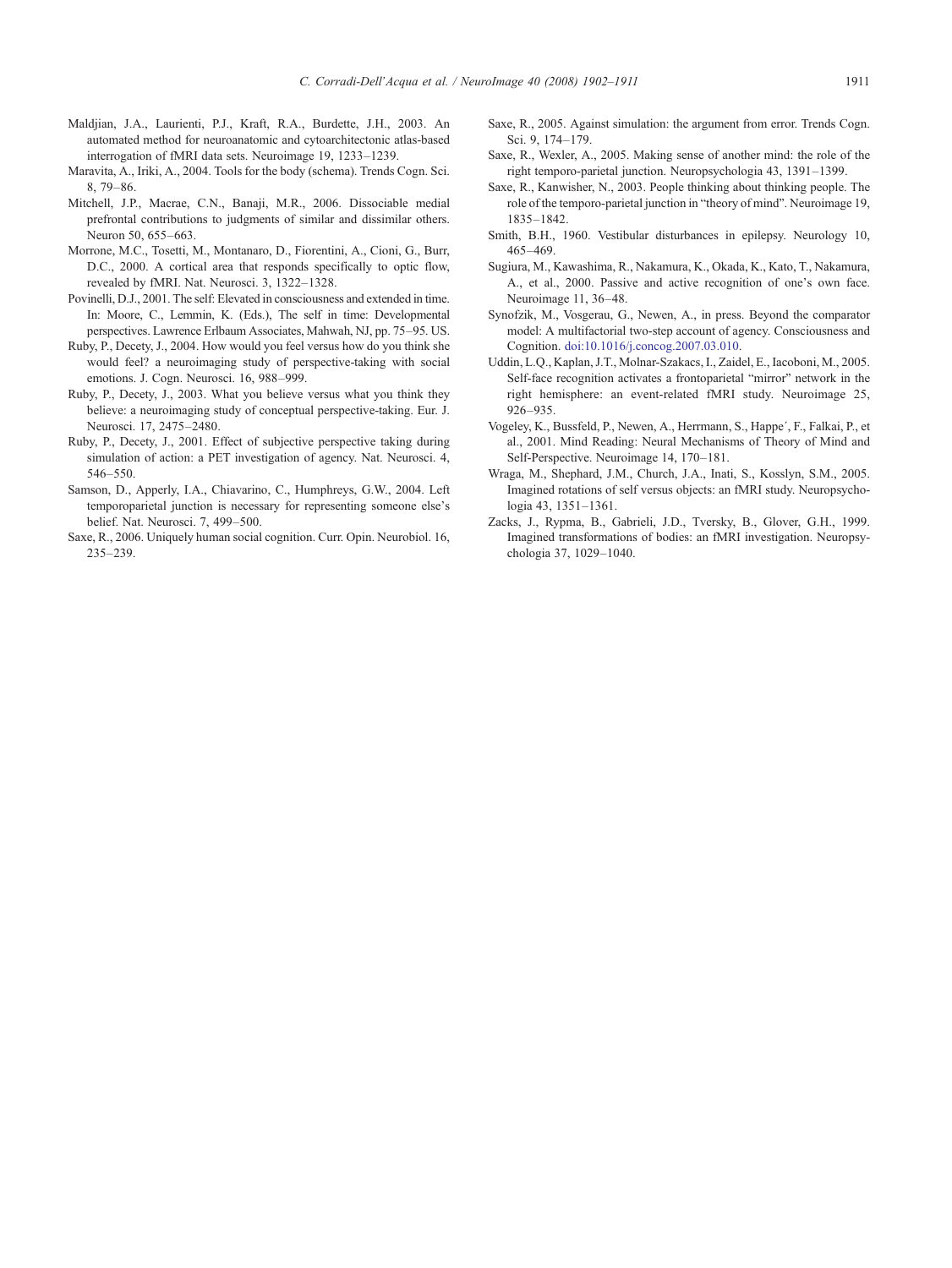Maldjian, J.A., Laurienti, P.J., Kraft, R.A., Burdette, J.H., 2003. An automated method for neuroanatomic and cytoarchitectonic atlas-based interrogation of fMRI data sets. Neuroimage 19, 1233–1239.

Maravita, A., Iriki, A., 2004. Tools for the body (schema). Trends Cogn. Sci. 8, 79–86.

Mitchell, J.P., Macrae, C.N., Banaji, M.R., 2006. Dissociable medial prefrontal contributions to judgments of similar and dissimilar others. Neuron 50, 655–663.

Morrone, M.C., Tosetti, M., Montanaro, D., Fiorentini, A., Cioni, G., Burr, D.C., 2000. A cortical area that responds specifically to optic flow, revealed by fMRI. Nat. Neurosci. 3, 1322–1328.

Povinelli, D.J., 2001. The self: Elevated in consciousness and extended in time. In: Moore, C., Lemmin, K. (Eds.), The self in time: Developmental perspectives. Lawrence Erlbaum Associates, Mahwah, NJ, pp. 75–95. US.

Ruby, P., Decety, J., 2004. How would you feel versus how do you think she would feel? a neuroimaging study of perspective-taking with social emotions. J. Cogn. Neurosci. 16, 988–999.

Ruby, P., Decety, J., 2003. What you believe versus what you think they believe: a neuroimaging study of conceptual perspective-taking. Eur. J. Neurosci. 17, 2475–2480.

Ruby, P., Decety, J., 2001. Effect of subjective perspective taking during simulation of action: a PET investigation of agency. Nat. Neurosci. 4, 546–550.

Samson, D., Apperly, I.A., Chiavarino, C., Humphreys, G.W., 2004. Left temporoparietal junction is necessary for representing someone else's belief. Nat. Neurosci. 7, 499–500.

Saxe, R., 2006. Uniquely human social cognition. Curr. Opin. Neurobiol. 16, 235–239.

Saxe, R., 2005. Against simulation: the argument from error. Trends Cogn. Sci. 9, 174–179.

Saxe, R., Wexler, A., 2005. Making sense of another mind: the role of the right temporo-parietal junction. Neuropsychologia 43, 1391–1399.

Saxe, R., Kanwisher, N., 2003. People thinking about thinking people. The role of the temporo-parietal junction in "theory of mind". Neuroimage 19, 1835–1842.

Smith, B.H., 1960. Vestibular disturbances in epilepsy. Neurology 10, 465–469.

Sugiura, M., Kawashima, R., Nakamura, K., Okada, K., Kato, T., Nakamura, A., et al., 2000. Passive and active recognition of one's own face. Neuroimage 11, 36–48.

Synofzik, M., Vosgerau, G., Newen, A., in press. Beyond the comparator model: A multifactorial two-step account of agency. Consciousness and Cognition. doi:10.1016/j.concog.2007.03.010.

Uddin, L.Q., Kaplan, J.T., Molnar-Szakacs, I., Zaidel, E., Iacoboni, M., 2005. Self-face recognition activates a frontoparietal "mirror" network in the right hemisphere: an event-related fMRI study. Neuroimage 25, 926–935.

Vogeley, K., Bussfeld, P., Newen, A., Herrmann, S., Happe´, F., Falkai, P., et al., 2001. Mind Reading: Neural Mechanisms of Theory of Mind and Self-Perspective. Neuroimage 14, 170–181.

Wraga, M., Shephard, J.M., Church, J.A., Inati, S., Kosslyn, S.M., 2005. Imagined rotations of self versus objects: an fMRI study. Neuropsychologia 43, 1351–1361.

Zacks, J., Rypma, B., Gabrieli, J.D., Tversky, B., Glover, G.H., 1999. Imagined transformations of bodies: an fMRI investigation. Neuropsychologia 37, 1029–1040.